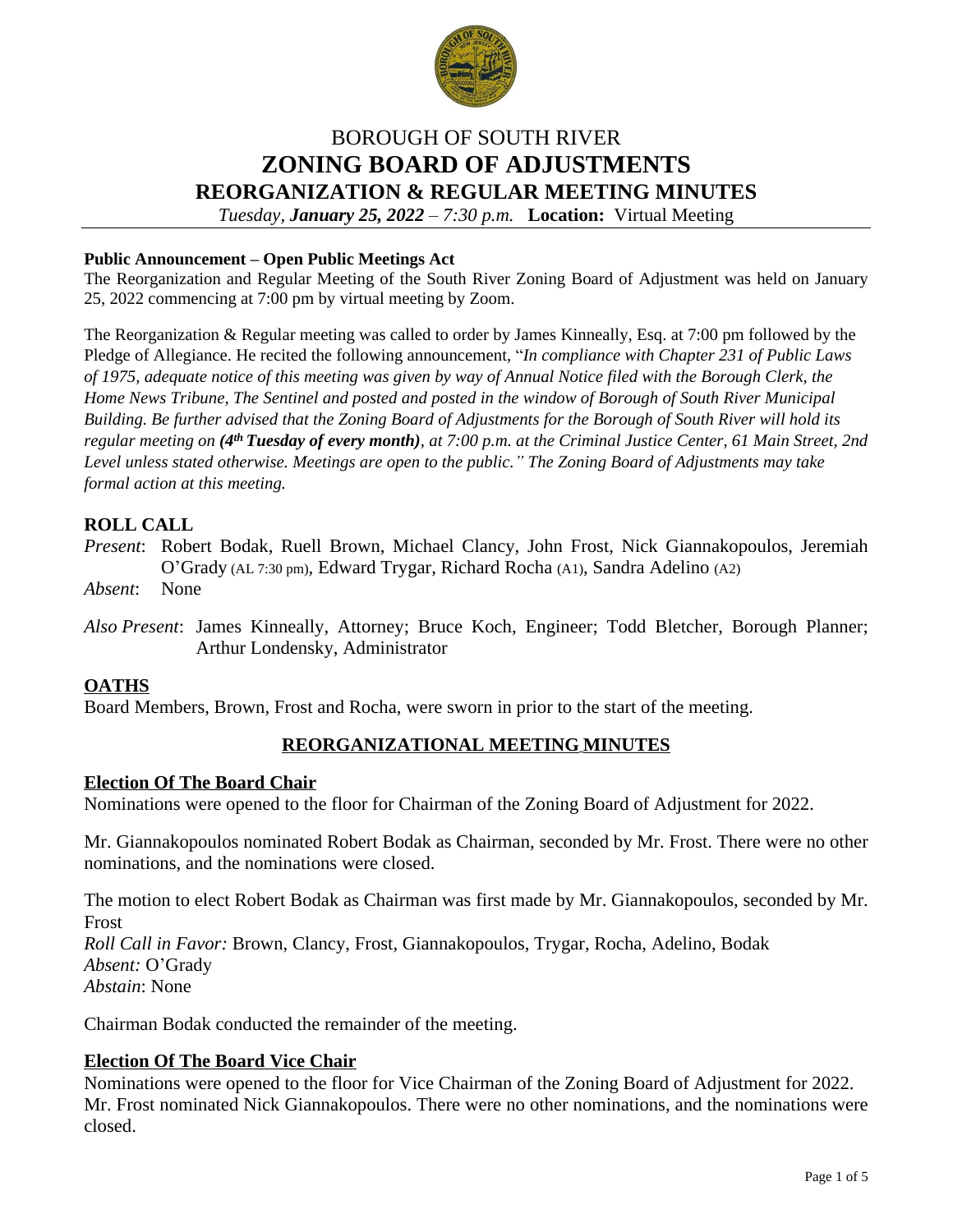# BOROUGH OF SOUTH RIVER
# ZONING BOARD OF ADJUSTMENTS
## REORGANIZATION & REGULAR MEETING MINUTES

*Tuesday*, ***January 25, 2022*** *– 7:30 p.m.* **Location:** Virtual Meeting

**Public Announcement – Open Public Meetings Act**

The Reorganization and Regular Meeting of the South River Zoning Board of Adjustment was held on January 25, 2022 commencing at 7:00 pm by virtual meeting by Zoom.

The Reorganization & Regular meeting was called to order by James Kinneally, Esq. at 7:00 pm followed by the Pledge of Allegiance. He recited the following announcement, "*In compliance with Chapter 231 of Public Laws of 1975, adequate notice of this meeting was given by way of Annual Notice filed with the Borough Clerk, the Home News Tribune, The Sentinel and posted and posted in the window of Borough of South River Municipal Building. Be further advised that the Zoning Board of Adjustments for the Borough of South River will hold its regular meeting on* ***(4th Tuesday of every month)****, at 7:00 p.m. at the Criminal Justice Center, 61 Main Street, 2nd Level unless stated otherwise. Meetings are open to the public." The Zoning Board of Adjustments may take formal action at this meeting.*

## ROLL CALL

*Present*: Robert Bodak, Ruell Brown, Michael Clancy, John Frost, Nick Giannakopoulos, Jeremiah O'Grady (AL 7:30 pm), Edward Trygar, Richard Rocha (A1), Sandra Adelino (A2)

*Absent*: None

*Also Present*: James Kinneally, Attorney; Bruce Koch, Engineer; Todd Bletcher, Borough Planner; Arthur Londensky, Administrator

## OATHS

Board Members, Brown, Frost and Rocha, were sworn in prior to the start of the meeting.

## REORGANIZATIONAL MEETING MINUTES

### Election Of The Board Chair

Nominations were opened to the floor for Chairman of the Zoning Board of Adjustment for 2022.

Mr. Giannakopoulos nominated Robert Bodak as Chairman, seconded by Mr. Frost. There were no other nominations, and the nominations were closed.

The motion to elect Robert Bodak as Chairman was first made by Mr. Giannakopoulos, seconded by Mr. Frost

*Roll Call in Favor:* Brown, Clancy, Frost, Giannakopoulos, Trygar, Rocha, Adelino, Bodak
*Absent:* O'Grady
*Abstain*: None

Chairman Bodak conducted the remainder of the meeting.

### Election Of The Board Vice Chair

Nominations were opened to the floor for Vice Chairman of the Zoning Board of Adjustment for 2022. Mr. Frost nominated Nick Giannakopoulos. There were no other nominations, and the nominations were closed.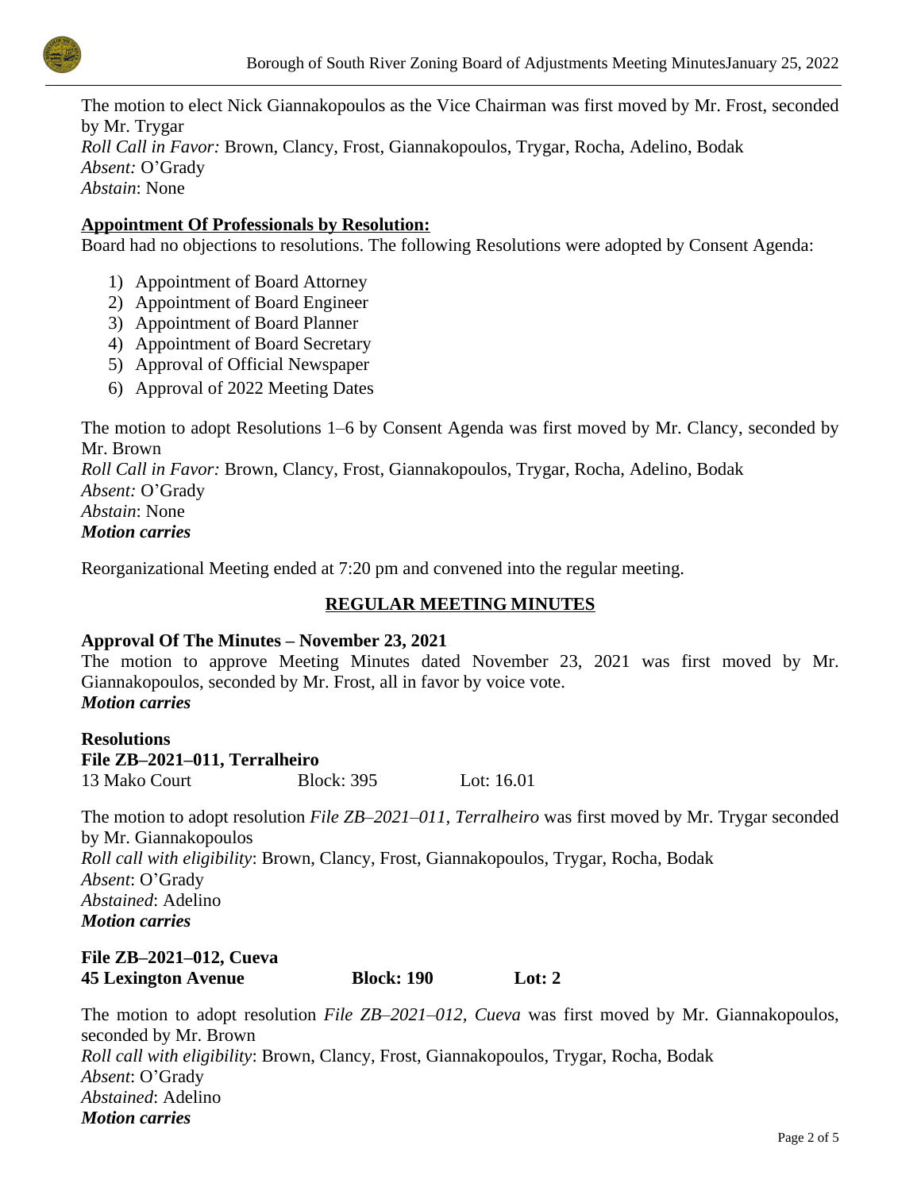The motion to elect Nick Giannakopoulos as the Vice Chairman was first moved by Mr. Frost, seconded by Mr. Trygar
*Roll Call in Favor:* Brown, Clancy, Frost, Giannakopoulos, Trygar, Rocha, Adelino, Bodak
*Absent:* O'Grady
*Abstain*: None

**Appointment Of Professionals by Resolution:**

Board had no objections to resolutions. The following Resolutions were adopted by Consent Agenda:

1) Appointment of Board Attorney
2) Appointment of Board Engineer
3) Appointment of Board Planner
4) Appointment of Board Secretary
5) Approval of Official Newspaper
6) Approval of 2022 Meeting Dates

The motion to adopt Resolutions 1–6 by Consent Agenda was first moved by Mr. Clancy, seconded by Mr. Brown
*Roll Call in Favor:* Brown, Clancy, Frost, Giannakopoulos, Trygar, Rocha, Adelino, Bodak
*Absent:* O'Grady
*Abstain*: None
***Motion carries***

Reorganizational Meeting ended at 7:20 pm and convened into the regular meeting.

## REGULAR MEETING MINUTES

**Approval Of The Minutes – November 23, 2021**

The motion to approve Meeting Minutes dated November 23, 2021 was first moved by Mr. Giannakopoulos, seconded by Mr. Frost, all in favor by voice vote.
***Motion carries***

**Resolutions**

**File ZB–2021–011, Terralheiro**
13 Mako Court    Block: 395    Lot: 16.01

The motion to adopt resolution *File ZB–2021–011, Terralheiro* was first moved by Mr. Trygar seconded by Mr. Giannakopoulos
*Roll call with eligibility*: Brown, Clancy, Frost, Giannakopoulos, Trygar, Rocha, Bodak
*Absent*: O'Grady
*Abstained*: Adelino
***Motion carries***

**File ZB–2021–012, Cueva**
**45 Lexington Avenue    Block: 190    Lot: 2**

The motion to adopt resolution *File ZB–2021–012, Cueva* was first moved by Mr. Giannakopoulos, seconded by Mr. Brown
*Roll call with eligibility*: Brown, Clancy, Frost, Giannakopoulos, Trygar, Rocha, Bodak
*Absent*: O'Grady
*Abstained*: Adelino
***Motion carries***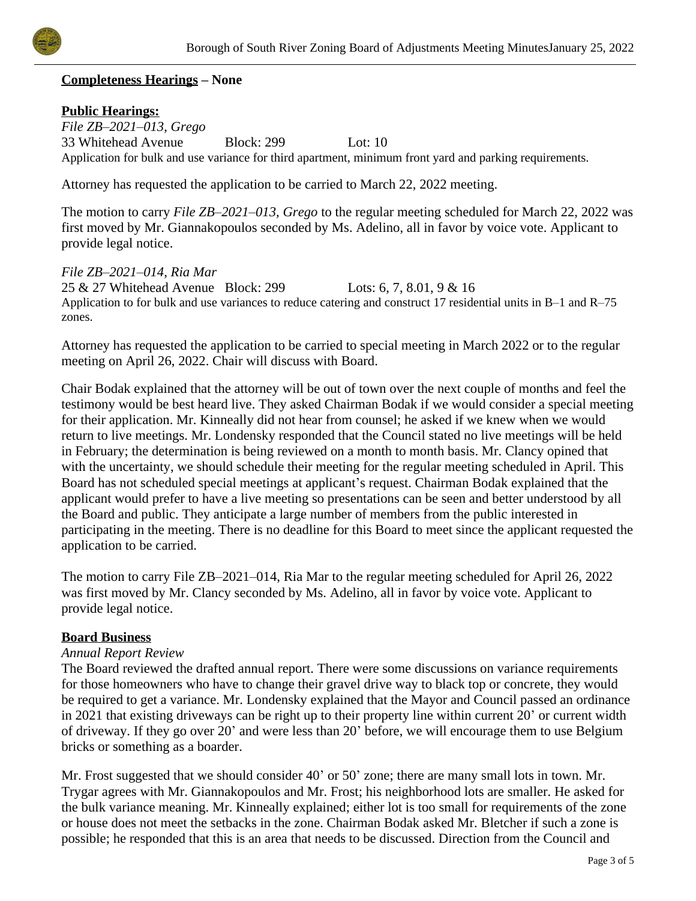**<u>Completeness Hearings</u> – None**

**<u>Public Hearings:</u>**

*File ZB–2021–013, Grego*
33 Whitehead Avenue    Block: 299    Lot: 10
Application for bulk and use variance for third apartment, minimum front yard and parking requirements.

Attorney has requested the application to be carried to March 22, 2022 meeting.

The motion to carry *File ZB–2021–013, Grego* to the regular meeting scheduled for March 22, 2022 was first moved by Mr. Giannakopoulos seconded by Ms. Adelino, all in favor by voice vote. Applicant to provide legal notice.

*File ZB–2021–014, Ria Mar*
25 & 27 Whitehead Avenue    Block: 299    Lots: 6, 7, 8.01, 9 & 16
Application to for bulk and use variances to reduce catering and construct 17 residential units in B–1 and R–75 zones.

Attorney has requested the application to be carried to special meeting in March 2022 or to the regular meeting on April 26, 2022. Chair will discuss with Board.

Chair Bodak explained that the attorney will be out of town over the next couple of months and feel the testimony would be best heard live. They asked Chairman Bodak if we would consider a special meeting for their application. Mr. Kinneally did not hear from counsel; he asked if we knew when we would return to live meetings. Mr. Londensky responded that the Council stated no live meetings will be held in February; the determination is being reviewed on a month to month basis. Mr. Clancy opined that with the uncertainty, we should schedule their meeting for the regular meeting scheduled in April. This Board has not scheduled special meetings at applicant's request. Chairman Bodak explained that the applicant would prefer to have a live meeting so presentations can be seen and better understood by all the Board and public. They anticipate a large number of members from the public interested in participating in the meeting. There is no deadline for this Board to meet since the applicant requested the application to be carried.

The motion to carry File ZB–2021–014, Ria Mar to the regular meeting scheduled for April 26, 2022 was first moved by Mr. Clancy seconded by Ms. Adelino, all in favor by voice vote. Applicant to provide legal notice.

**<u>Board Business</u>**

*Annual Report Review*

The Board reviewed the drafted annual report. There were some discussions on variance requirements for those homeowners who have to change their gravel drive way to black top or concrete, they would be required to get a variance. Mr. Londensky explained that the Mayor and Council passed an ordinance in 2021 that existing driveways can be right up to their property line within current 20' or current width of driveway. If they go over 20' and were less than 20' before, we will encourage them to use Belgium bricks or something as a boarder.

Mr. Frost suggested that we should consider 40' or 50' zone; there are many small lots in town. Mr. Trygar agrees with Mr. Giannakopoulos and Mr. Frost; his neighborhood lots are smaller. He asked for the bulk variance meaning. Mr. Kinneally explained; either lot is too small for requirements of the zone or house does not meet the setbacks in the zone. Chairman Bodak asked Mr. Bletcher if such a zone is possible; he responded that this is an area that needs to be discussed. Direction from the Council and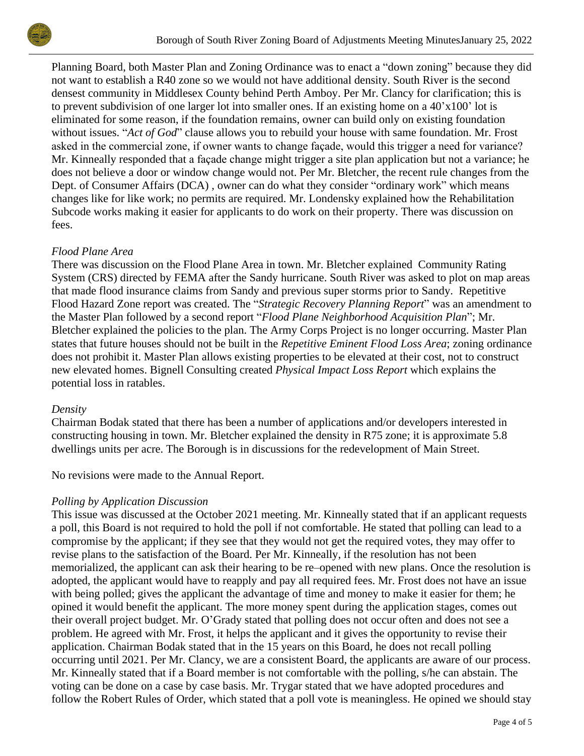Planning Board, both Master Plan and Zoning Ordinance was to enact a "down zoning" because they did not want to establish a R40 zone so we would not have additional density. South River is the second densest community in Middlesex County behind Perth Amboy. Per Mr. Clancy for clarification; this is to prevent subdivision of one larger lot into smaller ones. If an existing home on a 40'x100' lot is eliminated for some reason, if the foundation remains, owner can build only on existing foundation without issues. "*Act of God*" clause allows you to rebuild your house with same foundation. Mr. Frost asked in the commercial zone, if owner wants to change façade, would this trigger a need for variance? Mr. Kinneally responded that a façade change might trigger a site plan application but not a variance; he does not believe a door or window change would not. Per Mr. Bletcher, the recent rule changes from the Dept. of Consumer Affairs (DCA) , owner can do what they consider "ordinary work" which means changes like for like work; no permits are required. Mr. Londensky explained how the Rehabilitation Subcode works making it easier for applicants to do work on their property. There was discussion on fees.

*Flood Plane Area*

There was discussion on the Flood Plane Area in town. Mr. Bletcher explained Community Rating System (CRS) directed by FEMA after the Sandy hurricane. South River was asked to plot on map areas that made flood insurance claims from Sandy and previous super storms prior to Sandy. Repetitive Flood Hazard Zone report was created. The "*Strategic Recovery Planning Report*" was an amendment to the Master Plan followed by a second report "*Flood Plane Neighborhood Acquisition Plan*"; Mr. Bletcher explained the policies to the plan. The Army Corps Project is no longer occurring. Master Plan states that future houses should not be built in the *Repetitive Eminent Flood Loss Area*; zoning ordinance does not prohibit it. Master Plan allows existing properties to be elevated at their cost, not to construct new elevated homes. Bignell Consulting created *Physical Impact Loss Report* which explains the potential loss in ratables.

*Density*

Chairman Bodak stated that there has been a number of applications and/or developers interested in constructing housing in town. Mr. Bletcher explained the density in R75 zone; it is approximate 5.8 dwellings units per acre. The Borough is in discussions for the redevelopment of Main Street.

No revisions were made to the Annual Report.

*Polling by Application Discussion*

This issue was discussed at the October 2021 meeting. Mr. Kinneally stated that if an applicant requests a poll, this Board is not required to hold the poll if not comfortable. He stated that polling can lead to a compromise by the applicant; if they see that they would not get the required votes, they may offer to revise plans to the satisfaction of the Board. Per Mr. Kinneally, if the resolution has not been memorialized, the applicant can ask their hearing to be re–opened with new plans. Once the resolution is adopted, the applicant would have to reapply and pay all required fees. Mr. Frost does not have an issue with being polled; gives the applicant the advantage of time and money to make it easier for them; he opined it would benefit the applicant. The more money spent during the application stages, comes out their overall project budget. Mr. O'Grady stated that polling does not occur often and does not see a problem. He agreed with Mr. Frost, it helps the applicant and it gives the opportunity to revise their application. Chairman Bodak stated that in the 15 years on this Board, he does not recall polling occurring until 2021. Per Mr. Clancy, we are a consistent Board, the applicants are aware of our process. Mr. Kinneally stated that if a Board member is not comfortable with the polling, s/he can abstain. The voting can be done on a case by case basis. Mr. Trygar stated that we have adopted procedures and follow the Robert Rules of Order, which stated that a poll vote is meaningless. He opined we should stay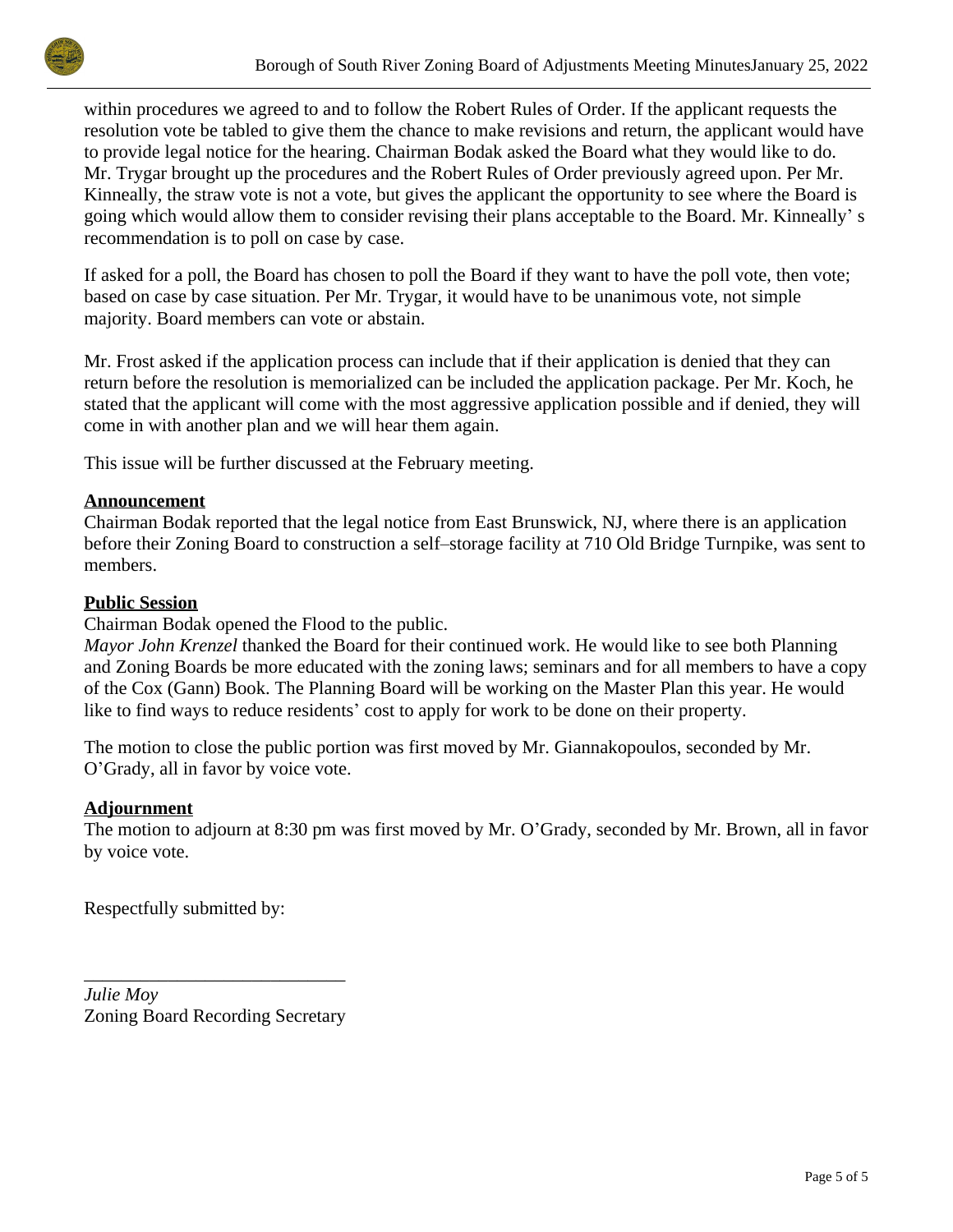within procedures we agreed to and to follow the Robert Rules of Order. If the applicant requests the resolution vote be tabled to give them the chance to make revisions and return, the applicant would have to provide legal notice for the hearing. Chairman Bodak asked the Board what they would like to do. Mr. Trygar brought up the procedures and the Robert Rules of Order previously agreed upon. Per Mr. Kinneally, the straw vote is not a vote, but gives the applicant the opportunity to see where the Board is going which would allow them to consider revising their plans acceptable to the Board. Mr. Kinneally' s recommendation is to poll on case by case.

If asked for a poll, the Board has chosen to poll the Board if they want to have the poll vote, then vote; based on case by case situation. Per Mr. Trygar, it would have to be unanimous vote, not simple majority. Board members can vote or abstain.

Mr. Frost asked if the application process can include that if their application is denied that they can return before the resolution is memorialized can be included the application package. Per Mr. Koch, he stated that the applicant will come with the most aggressive application possible and if denied, they will come in with another plan and we will hear them again.

This issue will be further discussed at the February meeting.

**Announcement**

Chairman Bodak reported that the legal notice from East Brunswick, NJ, where there is an application before their Zoning Board to construction a self–storage facility at 710 Old Bridge Turnpike, was sent to members.

**Public Session**

Chairman Bodak opened the Flood to the public.

*Mayor John Krenzel* thanked the Board for their continued work. He would like to see both Planning and Zoning Boards be more educated with the zoning laws; seminars and for all members to have a copy of the Cox (Gann) Book. The Planning Board will be working on the Master Plan this year. He would like to find ways to reduce residents' cost to apply for work to be done on their property.

The motion to close the public portion was first moved by Mr. Giannakopoulos, seconded by Mr. O'Grady, all in favor by voice vote.

**Adjournment**

The motion to adjourn at 8:30 pm was first moved by Mr. O'Grady, seconded by Mr. Brown, all in favor by voice vote.

Respectfully submitted by:

\_\_\_\_\_\_\_\_\_\_\_\_\_\_\_\_\_\_\_\_\_\_\_\_\_\_\_\_

*Julie Moy*

Zoning Board Recording Secretary